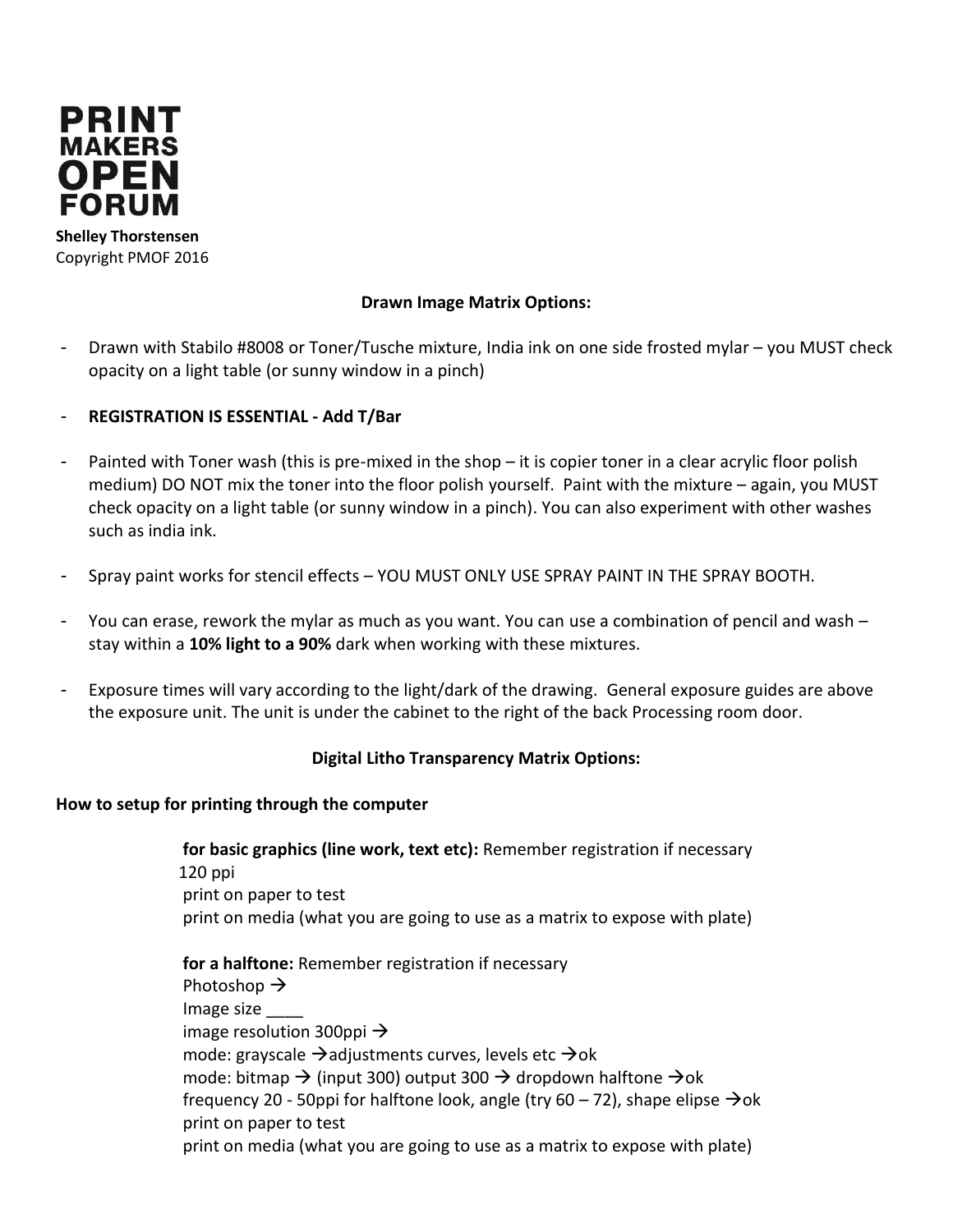**PRINT MAKERS OPEN FORUM**

**Shelley Thorstensen**
Copyright PMOF 2016

### Drawn Image Matrix Options:

- Drawn with Stabilo #8008 or Toner/Tusche mixture, India ink on one side frosted mylar – you MUST check opacity on a light table (or sunny window in a pinch)
- **REGISTRATION IS ESSENTIAL - Add T/Bar**
- Painted with Toner wash (this is pre-mixed in the shop – it is copier toner in a clear acrylic floor polish medium) DO NOT mix the toner into the floor polish yourself. Paint with the mixture – again, you MUST check opacity on a light table (or sunny window in a pinch). You can also experiment with other washes such as india ink.
- Spray paint works for stencil effects – YOU MUST ONLY USE SPRAY PAINT IN THE SPRAY BOOTH.
- You can erase, rework the mylar as much as you want. You can use a combination of pencil and wash – stay within a **10% light to a 90%** dark when working with these mixtures.
- Exposure times will vary according to the light/dark of the drawing. General exposure guides are above the exposure unit. The unit is under the cabinet to the right of the back Processing room door.

### Digital Litho Transparency Matrix Options:

**How to setup for printing through the computer**

**for basic graphics (line work, text etc):** Remember registration if necessary
120 ppi
print on paper to test
print on media (what you are going to use as a matrix to expose with plate)

**for a halftone:** Remember registration if necessary
Photoshop →
Image size ____
image resolution 300ppi →
mode: grayscale →adjustments curves, levels etc →ok
mode: bitmap → (input 300) output 300 → dropdown halftone →ok
frequency 20 - 50ppi for halftone look, angle (try 60 – 72), shape elipse →ok
print on paper to test
print on media (what you are going to use as a matrix to expose with plate)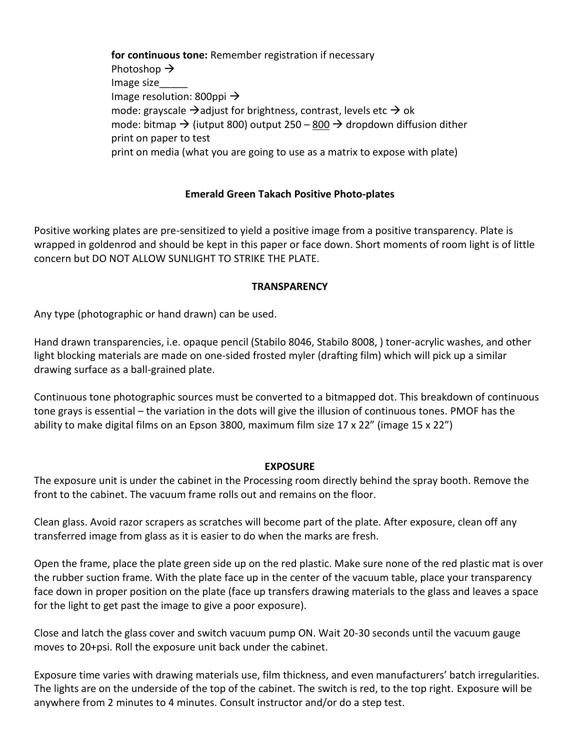**for continuous tone:** Remember registration if necessary
Photoshop →
Image size_____
Image resolution: 800ppi →
mode: grayscale →adjust for brightness, contrast, levels etc → ok
mode: bitmap → (iutput 800) output 250 – <u>800</u> → dropdown diffusion dither
print on paper to test
print on media (what you are going to use as a matrix to expose with plate)

## Emerald Green Takach Positive Photo-plates

Positive working plates are pre-sensitized to yield a positive image from a positive transparency. Plate is wrapped in goldenrod and should be kept in this paper or face down. Short moments of room light is of little concern but DO NOT ALLOW SUNLIGHT TO STRIKE THE PLATE.

### TRANSPARENCY

Any type (photographic or hand drawn) can be used.

Hand drawn transparencies, i.e. opaque pencil (Stabilo 8046, Stabilo 8008, ) toner-acrylic washes, and other light blocking materials are made on one-sided frosted myler (drafting film) which will pick up a similar drawing surface as a ball-grained plate.

Continuous tone photographic sources must be converted to a bitmapped dot. This breakdown of continuous tone grays is essential – the variation in the dots will give the illusion of continuous tones. PMOF has the ability to make digital films on an Epson 3800, maximum film size 17 x 22" (image 15 x 22")

### EXPOSURE

The exposure unit is under the cabinet in the Processing room directly behind the spray booth. Remove the front to the cabinet. The vacuum frame rolls out and remains on the floor.

Clean glass. Avoid razor scrapers as scratches will become part of the plate. After exposure, clean off any transferred image from glass as it is easier to do when the marks are fresh.

Open the frame, place the plate green side up on the red plastic. Make sure none of the red plastic mat is over the rubber suction frame. With the plate face up in the center of the vacuum table, place your transparency face down in proper position on the plate (face up transfers drawing materials to the glass and leaves a space for the light to get past the image to give a poor exposure).

Close and latch the glass cover and switch vacuum pump ON. Wait 20-30 seconds until the vacuum gauge moves to 20+psi. Roll the exposure unit back under the cabinet.

Exposure time varies with drawing materials use, film thickness, and even manufacturers' batch irregularities. The lights are on the underside of the top of the cabinet. The switch is red, to the top right. Exposure will be anywhere from 2 minutes to 4 minutes. Consult instructor and/or do a step test.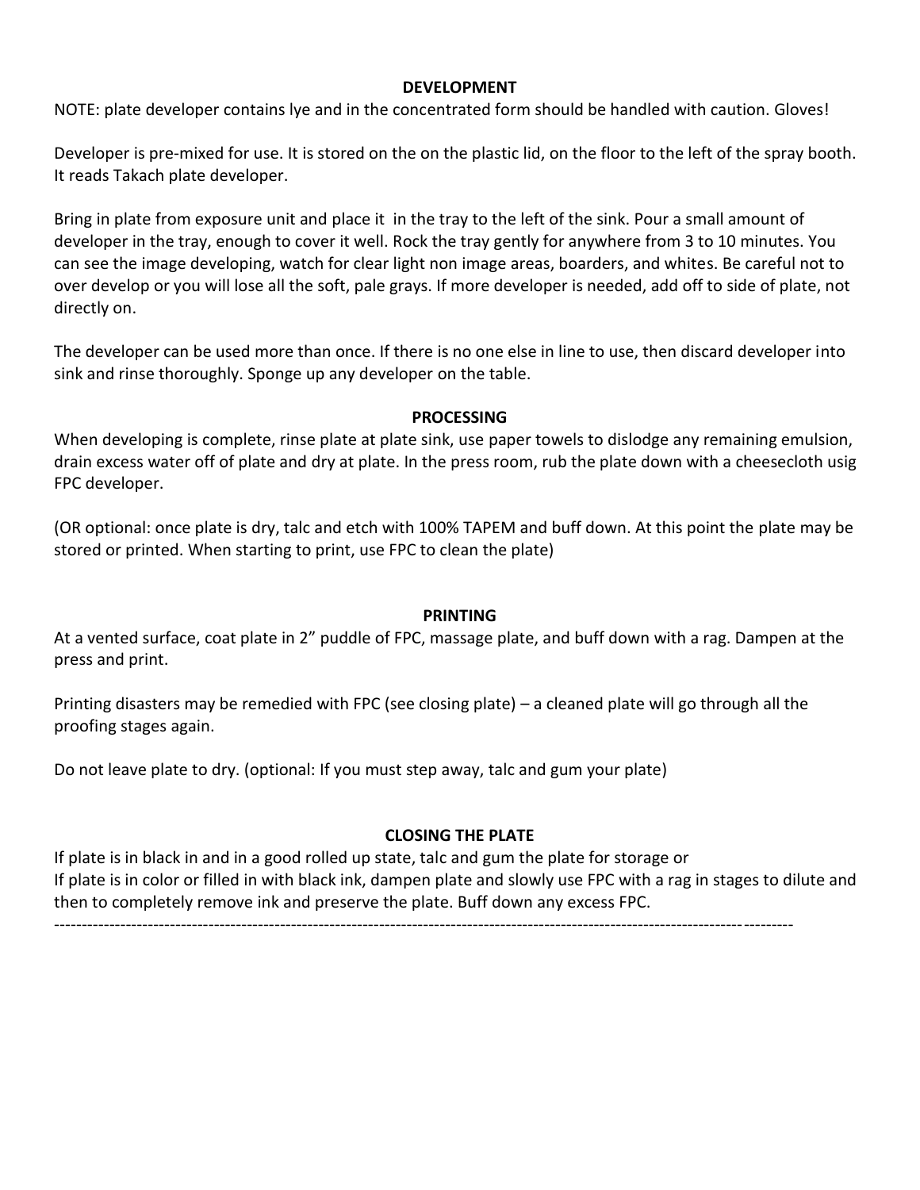## DEVELOPMENT

NOTE: plate developer contains lye and in the concentrated form should be handled with caution. Gloves!

Developer is pre-mixed for use. It is stored on the on the plastic lid, on the floor to the left of the spray booth. It reads Takach plate developer.

Bring in plate from exposure unit and place it in the tray to the left of the sink. Pour a small amount of developer in the tray, enough to cover it well. Rock the tray gently for anywhere from 3 to 10 minutes. You can see the image developing, watch for clear light non image areas, boarders, and whites. Be careful not to over develop or you will lose all the soft, pale grays. If more developer is needed, add off to side of plate, not directly on.

The developer can be used more than once. If there is no one else in line to use, then discard developer into sink and rinse thoroughly. Sponge up any developer on the table.

## PROCESSING

When developing is complete, rinse plate at plate sink, use paper towels to dislodge any remaining emulsion, drain excess water off of plate and dry at plate. In the press room, rub the plate down with a cheesecloth usig FPC developer.

(OR optional: once plate is dry, talc and etch with 100% TAPEM and buff down. At this point the plate may be stored or printed. When starting to print, use FPC to clean the plate)

## PRINTING

At a vented surface, coat plate in 2" puddle of FPC, massage plate, and buff down with a rag. Dampen at the press and print.

Printing disasters may be remedied with FPC (see closing plate) – a cleaned plate will go through all the proofing stages again.

Do not leave plate to dry. (optional: If you must step away, talc and gum your plate)

## CLOSING THE PLATE

If plate is in black in and in a good rolled up state, talc and gum the plate for storage or
If plate is in color or filled in with black ink, dampen plate and slowly use FPC with a rag in stages to dilute and then to completely remove ink and preserve the plate. Buff down any excess FPC.

---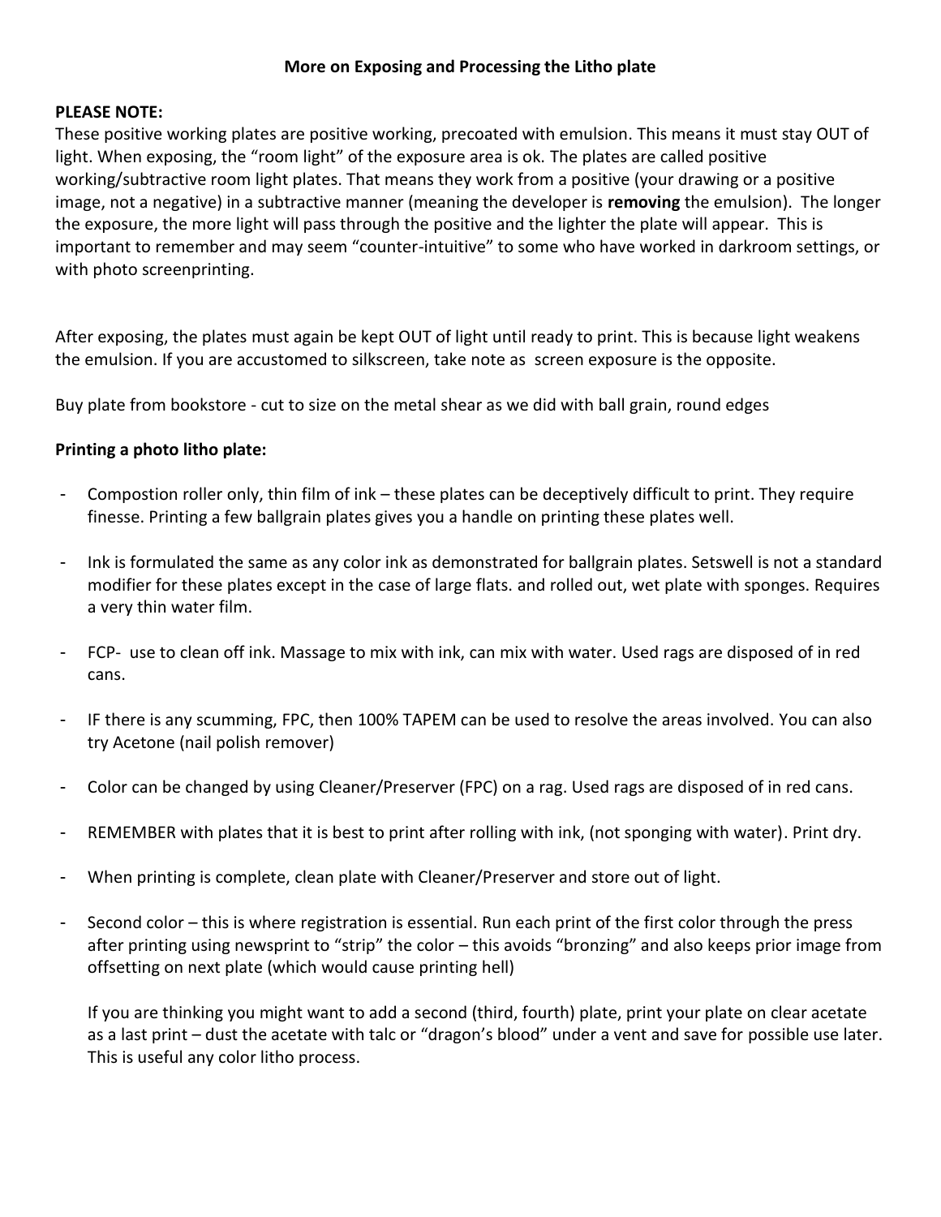**More on Exposing and Processing the Litho plate**

**PLEASE NOTE:**
These positive working plates are positive working, precoated with emulsion. This means it must stay OUT of light. When exposing, the "room light" of the exposure area is ok. The plates are called positive working/subtractive room light plates. That means they work from a positive (your drawing or a positive image, not a negative) in a subtractive manner (meaning the developer is **removing** the emulsion). The longer the exposure, the more light will pass through the positive and the lighter the plate will appear. This is important to remember and may seem "counter-intuitive" to some who have worked in darkroom settings, or with photo screenprinting.

After exposing, the plates must again be kept OUT of light until ready to print. This is because light weakens the emulsion. If you are accustomed to silkscreen, take note as screen exposure is the opposite.

Buy plate from bookstore - cut to size on the metal shear as we did with ball grain, round edges

**Printing a photo litho plate:**

- Compostion roller only, thin film of ink – these plates can be deceptively difficult to print. They require finesse. Printing a few ballgrain plates gives you a handle on printing these plates well.

- Ink is formulated the same as any color ink as demonstrated for ballgrain plates. Setswell is not a standard modifier for these plates except in the case of large flats. and rolled out, wet plate with sponges. Requires a very thin water film.

- FCP- use to clean off ink. Massage to mix with ink, can mix with water. Used rags are disposed of in red cans.

- IF there is any scumming, FPC, then 100% TAPEM can be used to resolve the areas involved. You can also try Acetone (nail polish remover)

- Color can be changed by using Cleaner/Preserver (FPC) on a rag. Used rags are disposed of in red cans.

- REMEMBER with plates that it is best to print after rolling with ink, (not sponging with water). Print dry.

- When printing is complete, clean plate with Cleaner/Preserver and store out of light.

- Second color – this is where registration is essential. Run each print of the first color through the press after printing using newsprint to "strip" the color – this avoids "bronzing" and also keeps prior image from offsetting on next plate (which would cause printing hell)

  If you are thinking you might want to add a second (third, fourth) plate, print your plate on clear acetate as a last print – dust the acetate with talc or "dragon's blood" under a vent and save for possible use later. This is useful any color litho process.